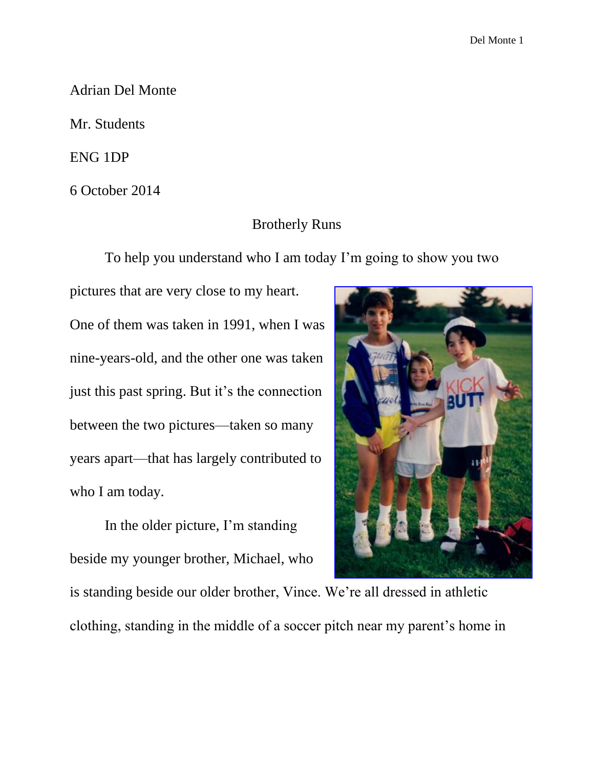Adrian Del Monte

Mr. Students

ENG 1DP

6 October 2014

Brotherly Runs

To help you understand who I am today I'm going to show you two pictures that are very close to my heart. One of them was taken in 1991, when I was nine-years-old, and the other one was taken just this past spring. But it's the connection between the two pictures—taken so many years apart—that has largely contributed to who I am today.

In the older picture, I'm standing beside my younger brother, Michael, who is standing beside our older brother, Vince. We're all dressed in athletic clothing, standing in the middle of a soccer pitch near my parent's home in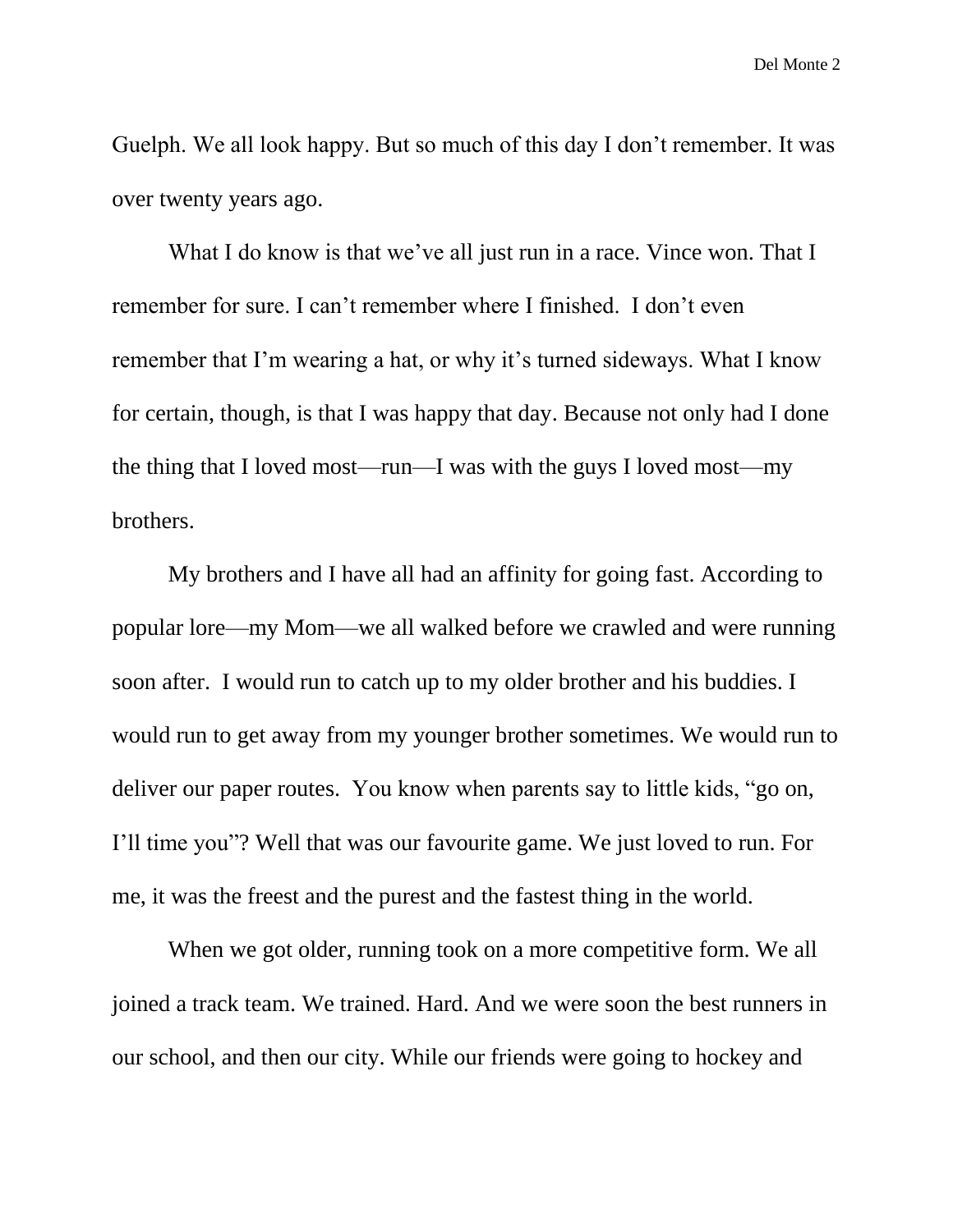Guelph. We all look happy. But so much of this day I don't remember. It was over twenty years ago.

What I do know is that we've all just run in a race. Vince won. That I remember for sure. I can't remember where I finished. I don't even remember that I'm wearing a hat, or why it's turned sideways. What I know for certain, though, is that I was happy that day. Because not only had I done the thing that I loved most—run—I was with the guys I loved most—my brothers.

My brothers and I have all had an affinity for going fast. According to popular lore—my Mom—we all walked before we crawled and were running soon after. I would run to catch up to my older brother and his buddies. I would run to get away from my younger brother sometimes. We would run to deliver our paper routes. You know when parents say to little kids, "go on, I'll time you"? Well that was our favourite game. We just loved to run. For me, it was the freest and the purest and the fastest thing in the world.

When we got older, running took on a more competitive form. We all joined a track team. We trained. Hard. And we were soon the best runners in our school, and then our city. While our friends were going to hockey and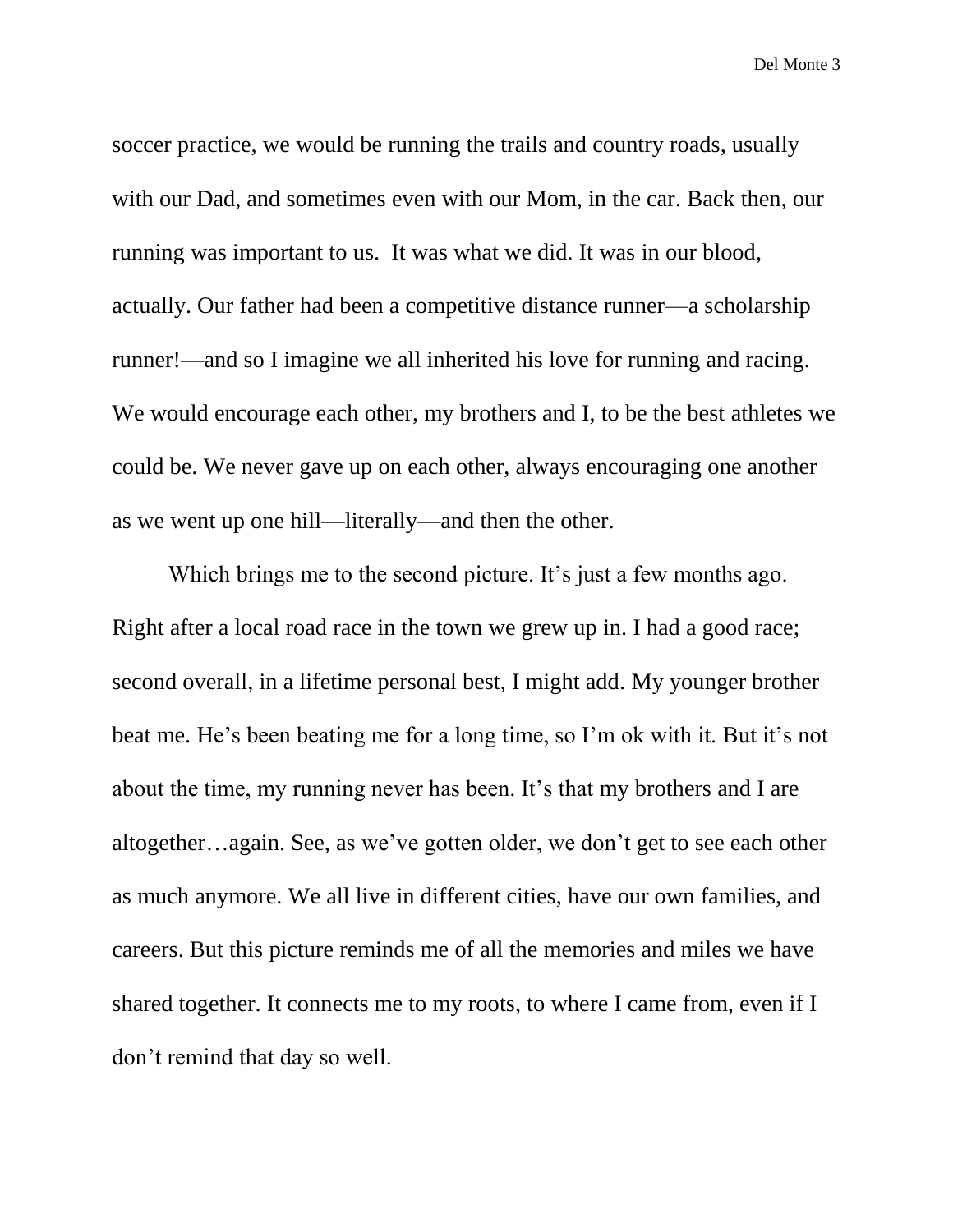soccer practice, we would be running the trails and country roads, usually with our Dad, and sometimes even with our Mom, in the car. Back then, our running was important to us.  It was what we did. It was in our blood, actually. Our father had been a competitive distance runner—a scholarship runner!—and so I imagine we all inherited his love for running and racing. We would encourage each other, my brothers and I, to be the best athletes we could be. We never gave up on each other, always encouraging one another as we went up one hill—literally—and then the other.

Which brings me to the second picture. It's just a few months ago. Right after a local road race in the town we grew up in. I had a good race; second overall, in a lifetime personal best, I might add. My younger brother beat me. He's been beating me for a long time, so I'm ok with it. But it's not about the time, my running never has been. It's that my brothers and I are altogether…again. See, as we've gotten older, we don't get to see each other as much anymore. We all live in different cities, have our own families, and careers. But this picture reminds me of all the memories and miles we have shared together. It connects me to my roots, to where I came from, even if I don't remind that day so well.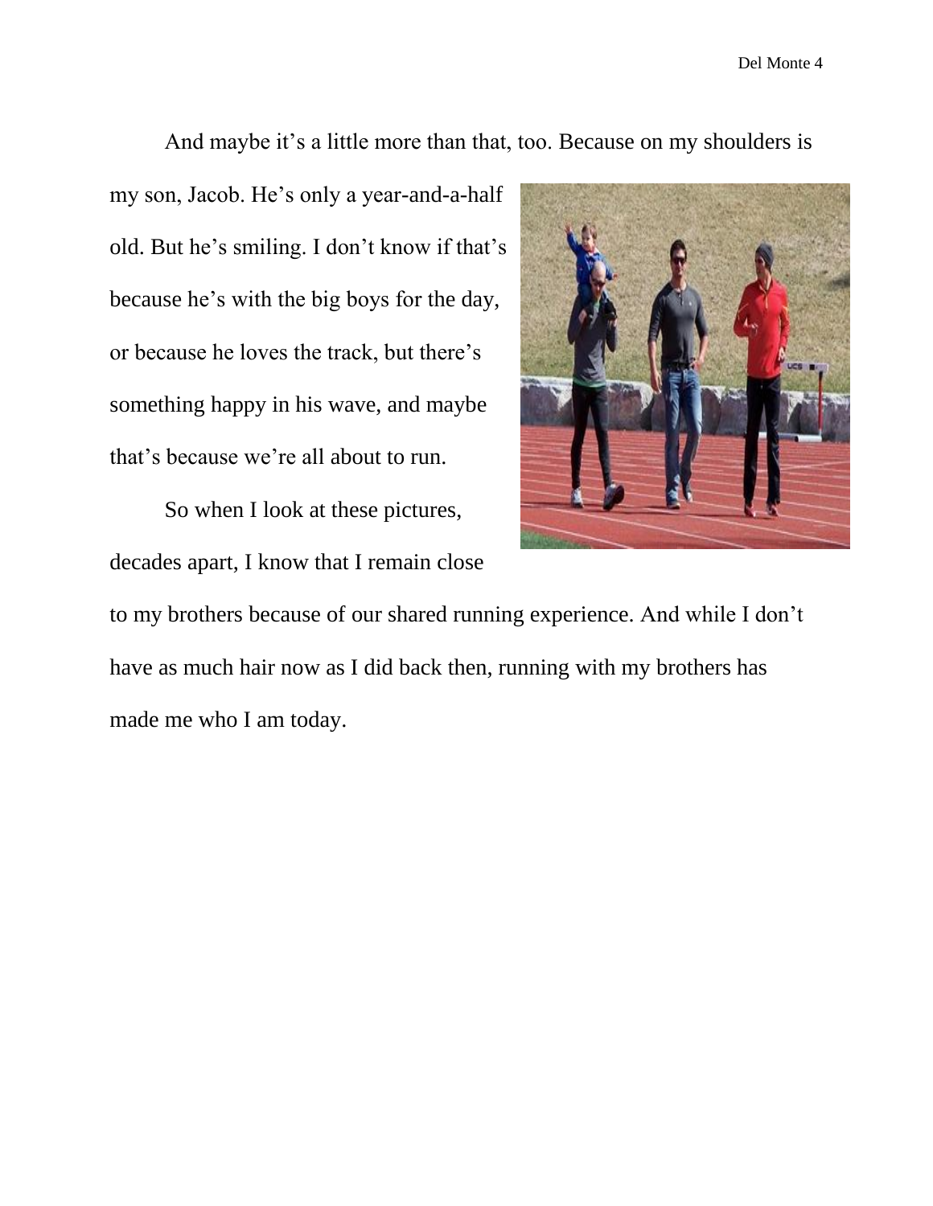And maybe it's a little more than that, too. Because on my shoulders is my son, Jacob. He's only a year-and-a-half old. But he's smiling. I don't know if that's because he's with the big boys for the day, or because he loves the track, but there's something happy in his wave, and maybe that's because we're all about to run.

So when I look at these pictures, decades apart, I know that I remain close to my brothers because of our shared running experience. And while I don't have as much hair now as I did back then, running with my brothers has made me who I am today.